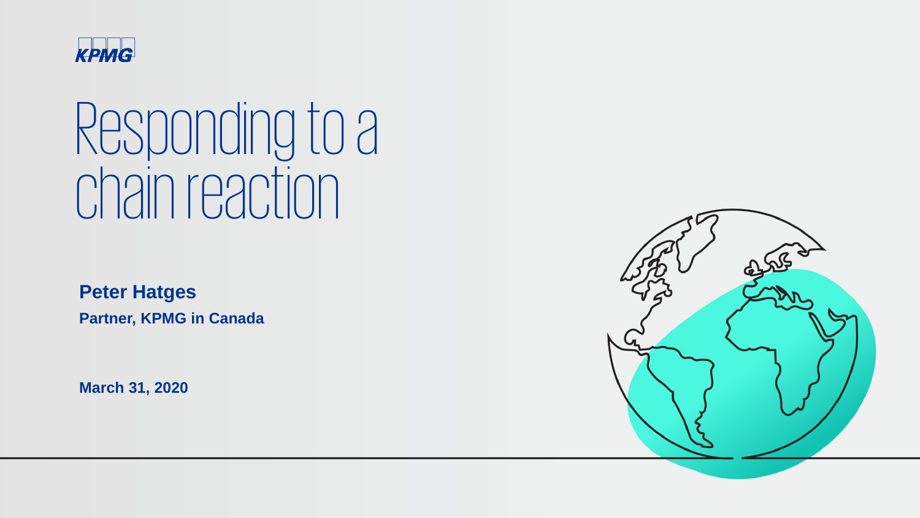KPMG

# Responding to a chain reaction

**Peter Hatges**

**Partner, KPMG in Canada**

**March 31, 2020**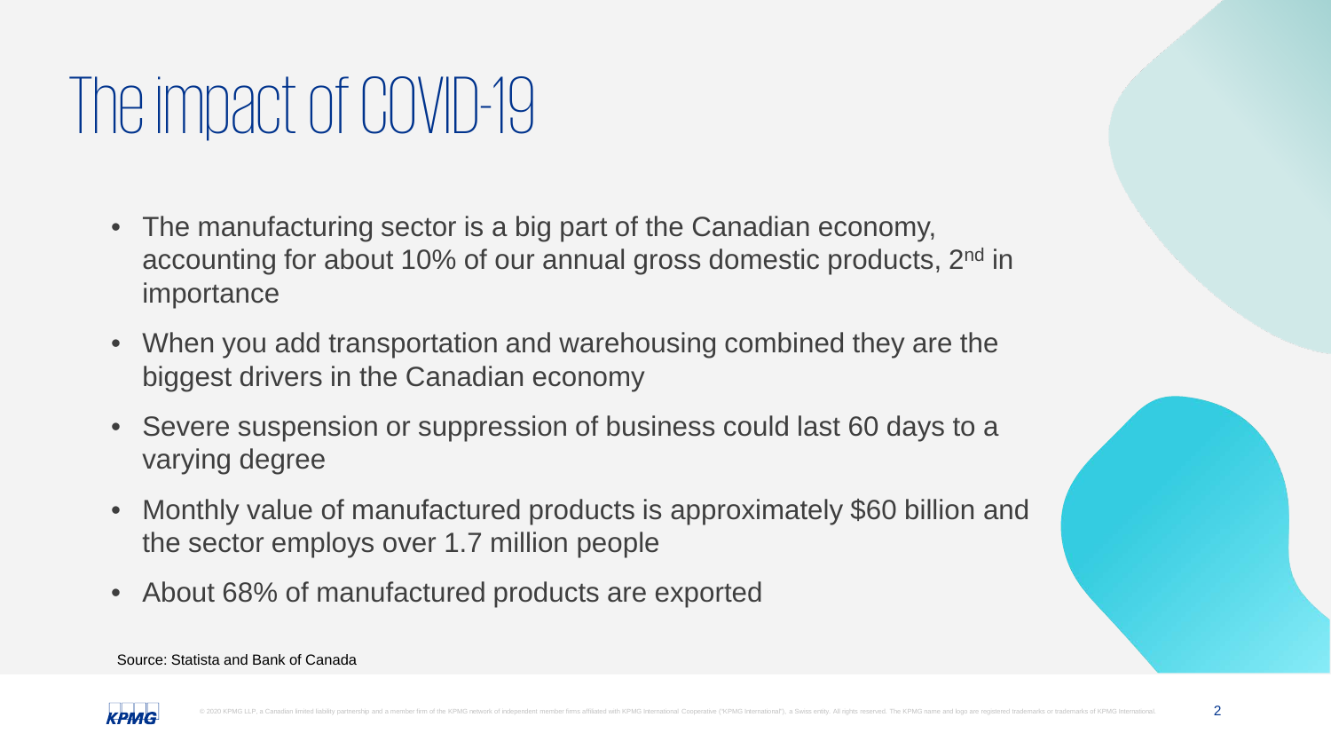# The impact of COVID-19

- The manufacturing sector is a big part of the Canadian economy, accounting for about 10% of our annual gross domestic products, 2nd in importance
- When you add transportation and warehousing combined they are the biggest drivers in the Canadian economy
- Severe suspension or suppression of business could last 60 days to a varying degree
- Monthly value of manufactured products is approximately $60 billion and the sector employs over 1.7 million people
- About 68% of manufactured products are exported

Source: Statista and Bank of Canada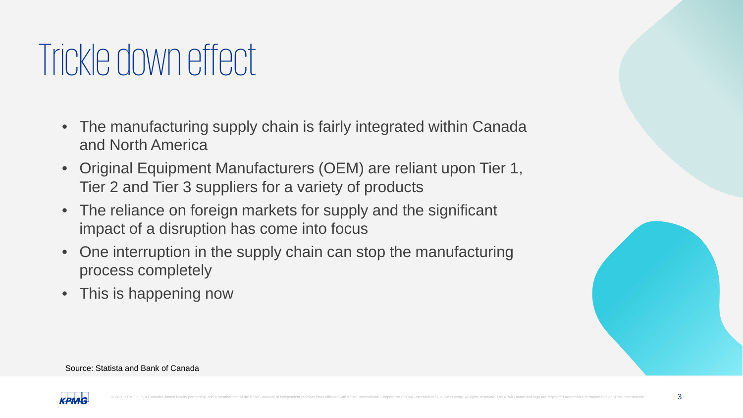# Trickle down effect

- The manufacturing supply chain is fairly integrated within Canada and North America
- Original Equipment Manufacturers (OEM) are reliant upon Tier 1, Tier 2 and Tier 3 suppliers for a variety of products
- The reliance on foreign markets for supply and the significant impact of a disruption has come into focus
- One interruption in the supply chain can stop the manufacturing process completely
- This is happening now

Source: Statista and Bank of Canada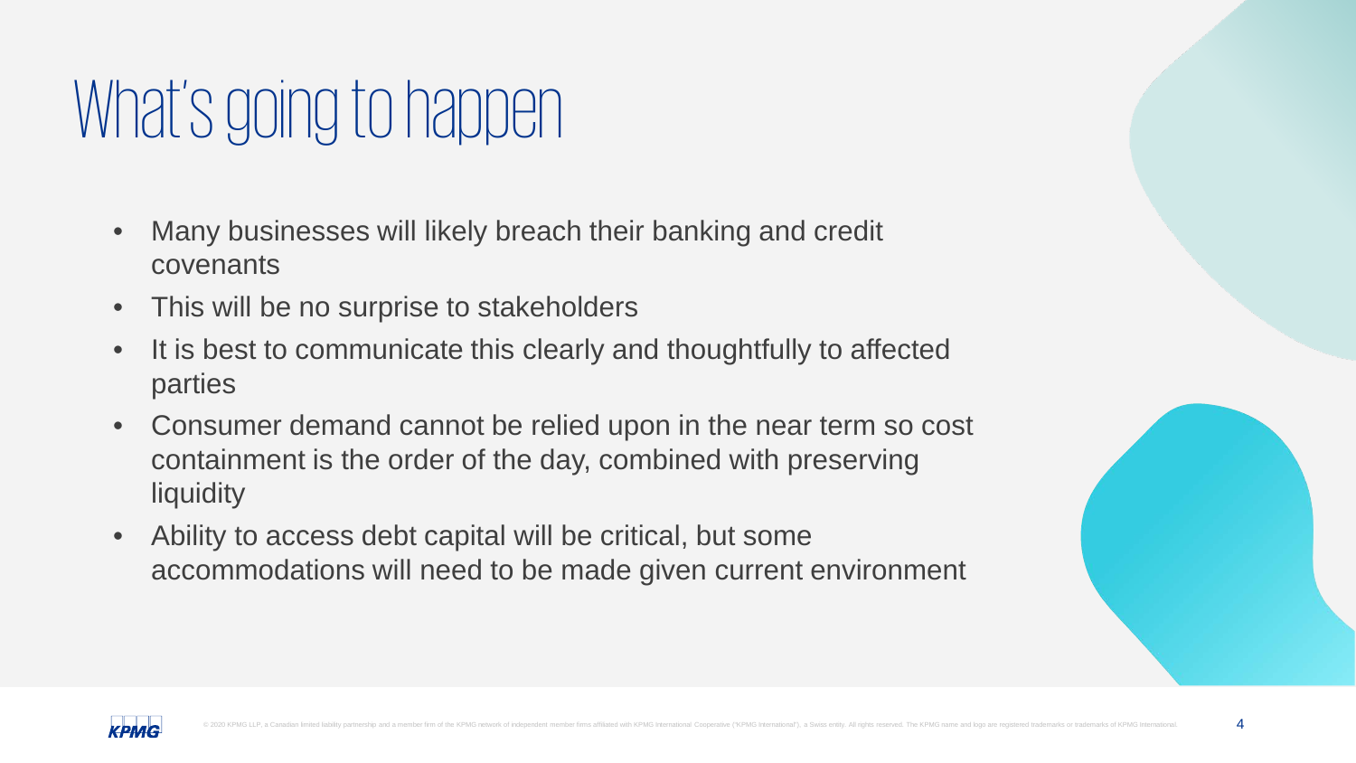# What's going to happen

- Many businesses will likely breach their banking and credit covenants
- This will be no surprise to stakeholders
- It is best to communicate this clearly and thoughtfully to affected parties
- Consumer demand cannot be relied upon in the near term so cost containment is the order of the day, combined with preserving liquidity
- Ability to access debt capital will be critical, but some accommodations will need to be made given current environment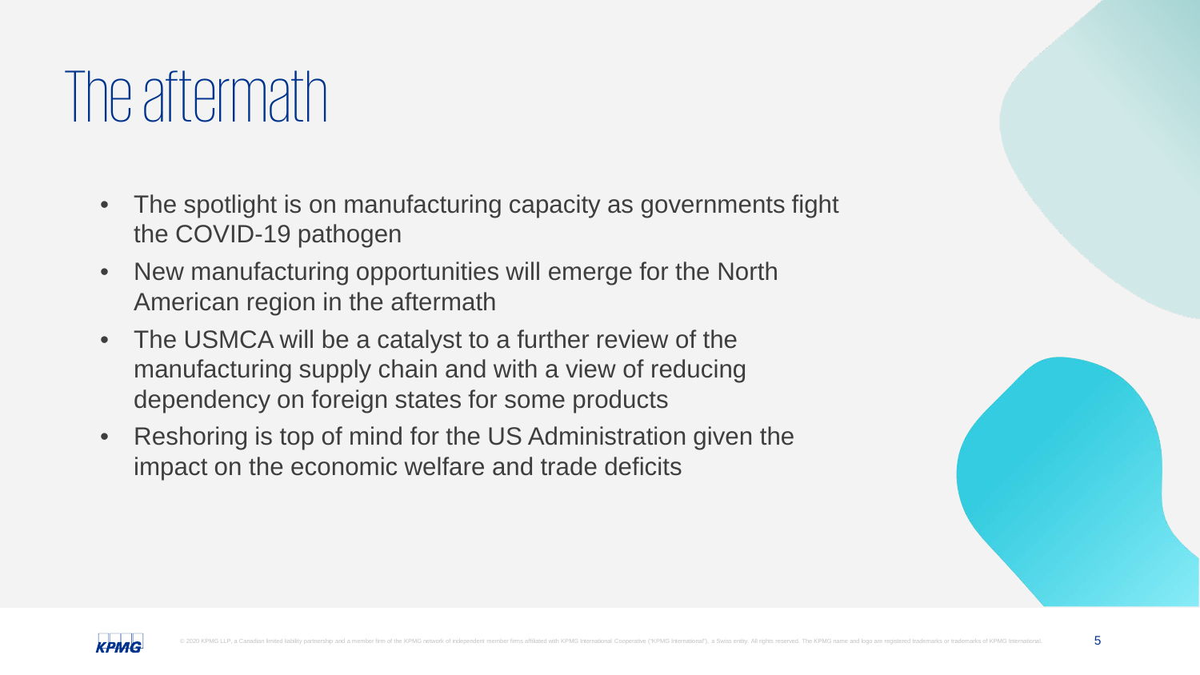# The aftermath

- The spotlight is on manufacturing capacity as governments fight the COVID-19 pathogen
- New manufacturing opportunities will emerge for the North American region in the aftermath
- The USMCA will be a catalyst to a further review of the manufacturing supply chain and with a view of reducing dependency on foreign states for some products
- Reshoring is top of mind for the US Administration given the impact on the economic welfare and trade deficits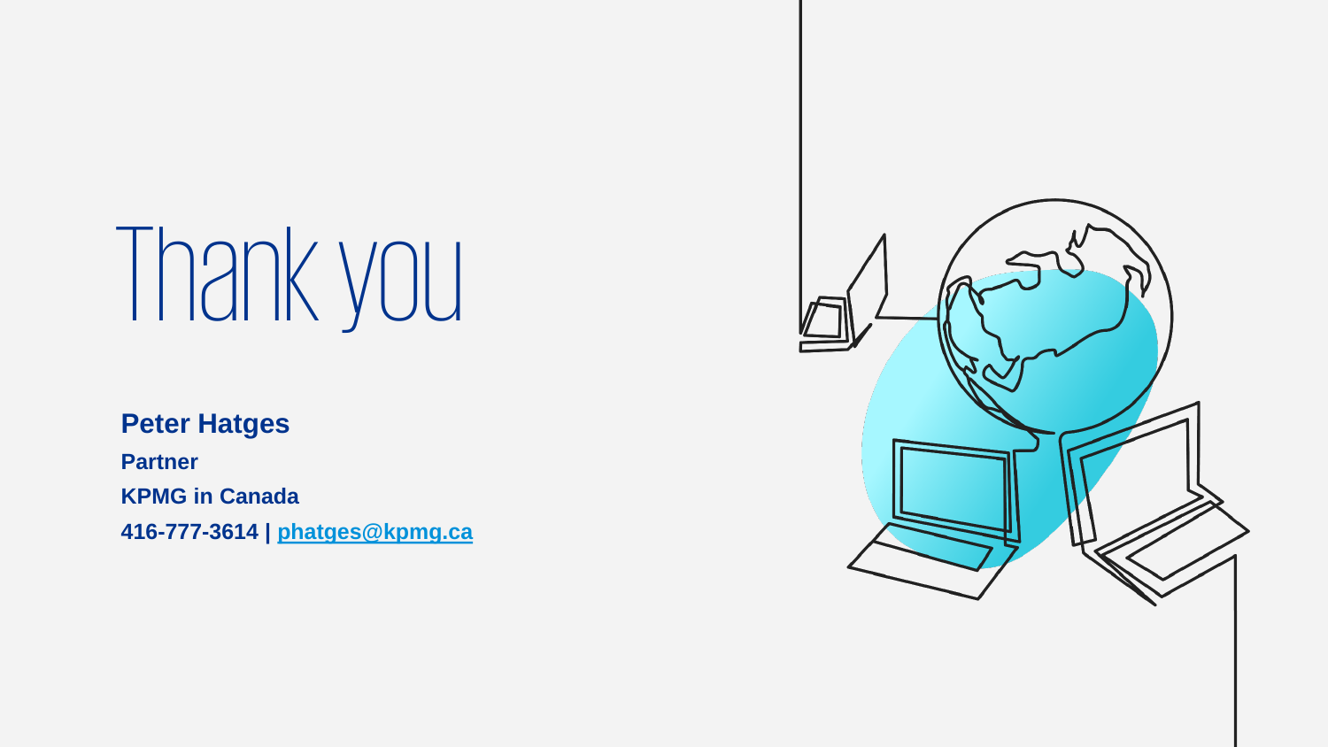# Thank you

**Peter Hatges**

**Partner**

**KPMG in Canada**

**416-777-3614 | [phatges@kpmg.ca](mailto:phatges@kpmg.ca)**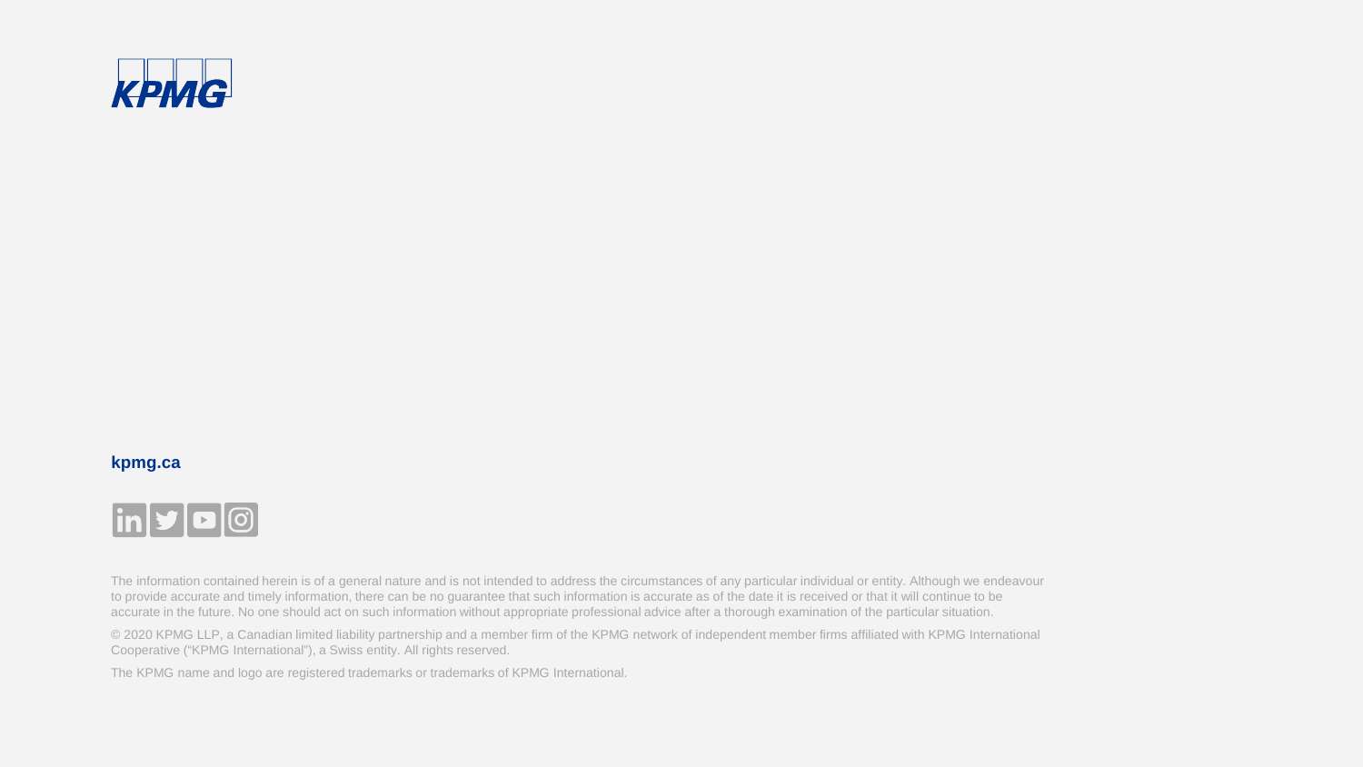**kpmg.ca**

The information contained herein is of a general nature and is not intended to address the circumstances of any particular individual or entity. Although we endeavour to provide accurate and timely information, there can be no guarantee that such information is accurate as of the date it is received or that it will continue to be accurate in the future. No one should act on such information without appropriate professional advice after a thorough examination of the particular situation.

© 2020 KPMG LLP, a Canadian limited liability partnership and a member firm of the KPMG network of independent member firms affiliated with KPMG International Cooperative ("KPMG International"), a Swiss entity. All rights reserved.

The KPMG name and logo are registered trademarks or trademarks of KPMG International.